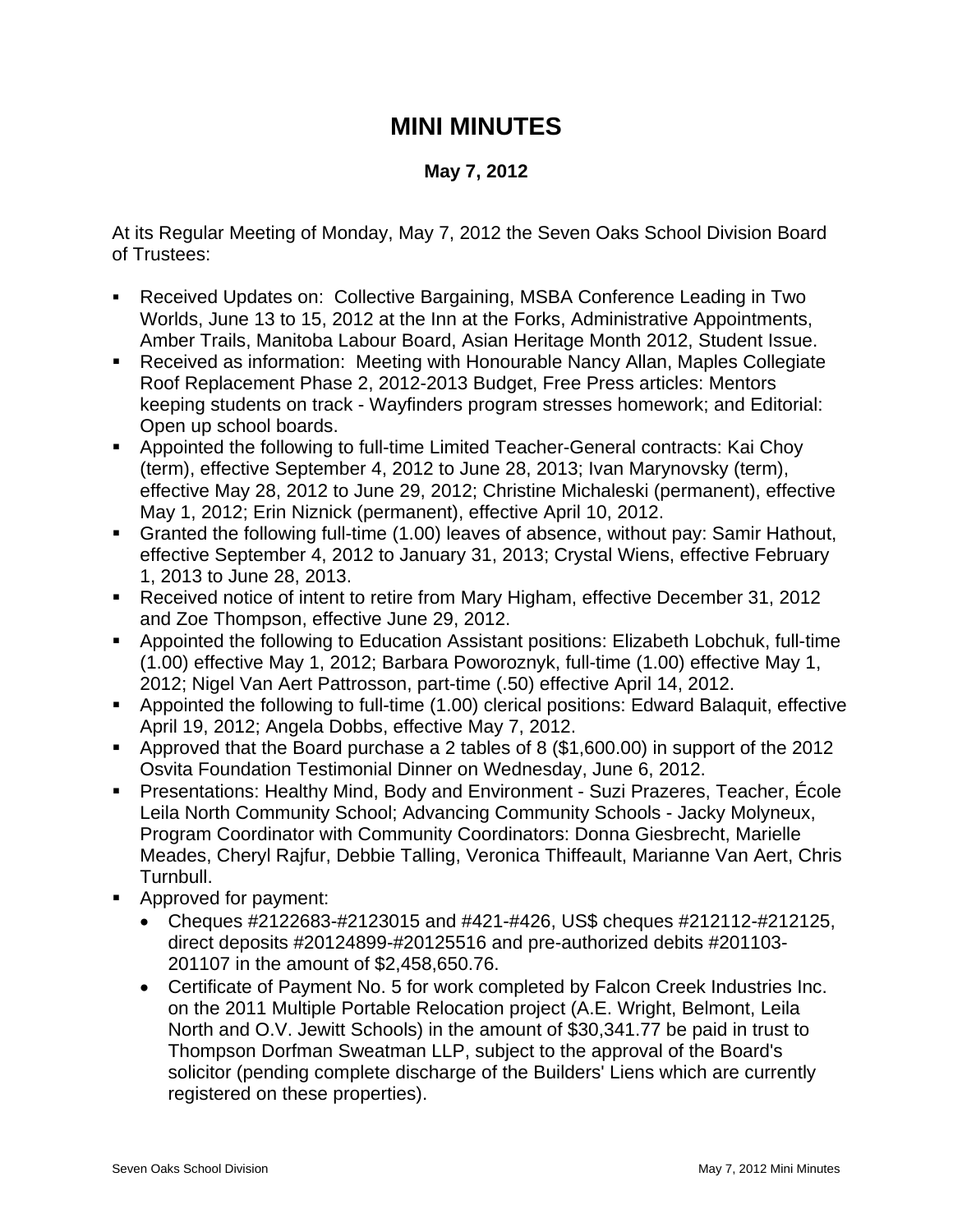# MINI MINUTES

**May 7, 2012**

At its Regular Meeting of Monday, May 7, 2012 the Seven Oaks School Division Board of Trustees:

- Received Updates on: Collective Bargaining, MSBA Conference Leading in Two Worlds, June 13 to 15, 2012 at the Inn at the Forks, Administrative Appointments, Amber Trails, Manitoba Labour Board, Asian Heritage Month 2012, Student Issue.
- Received as information: Meeting with Honourable Nancy Allan, Maples Collegiate Roof Replacement Phase 2, 2012-2013 Budget, Free Press articles: Mentors keeping students on track - Wayfinders program stresses homework; and Editorial: Open up school boards.
- Appointed the following to full-time Limited Teacher-General contracts: Kai Choy (term), effective September 4, 2012 to June 28, 2013; Ivan Marynovsky (term), effective May 28, 2012 to June 29, 2012; Christine Michaleski (permanent), effective May 1, 2012; Erin Niznick (permanent), effective April 10, 2012.
- Granted the following full-time (1.00) leaves of absence, without pay: Samir Hathout, effective September 4, 2012 to January 31, 2013; Crystal Wiens, effective February 1, 2013 to June 28, 2013.
- Received notice of intent to retire from Mary Higham, effective December 31, 2012 and Zoe Thompson, effective June 29, 2012.
- Appointed the following to Education Assistant positions: Elizabeth Lobchuk, full-time (1.00) effective May 1, 2012; Barbara Poworoznyk, full-time (1.00) effective May 1, 2012; Nigel Van Aert Pattrosson, part-time (.50) effective April 14, 2012.
- Appointed the following to full-time (1.00) clerical positions: Edward Balaquit, effective April 19, 2012; Angela Dobbs, effective May 7, 2012.
- Approved that the Board purchase a 2 tables of 8 ($1,600.00) in support of the 2012 Osvita Foundation Testimonial Dinner on Wednesday, June 6, 2012.
- Presentations: Healthy Mind, Body and Environment - Suzi Prazeres, Teacher, École Leila North Community School; Advancing Community Schools - Jacky Molyneux, Program Coordinator with Community Coordinators: Donna Giesbrecht, Marielle Meades, Cheryl Rajfur, Debbie Talling, Veronica Thiffeault, Marianne Van Aert, Chris Turnbull.
- Approved for payment:
  - Cheques #2122683-#2123015 and #421-#426, US$ cheques #212112-#212125, direct deposits #20124899-#20125516 and pre-authorized debits #201103-201107 in the amount of $2,458,650.76.
  - Certificate of Payment No. 5 for work completed by Falcon Creek Industries Inc. on the 2011 Multiple Portable Relocation project (A.E. Wright, Belmont, Leila North and O.V. Jewitt Schools) in the amount of $30,341.77 be paid in trust to Thompson Dorfman Sweatman LLP, subject to the approval of the Board's solicitor (pending complete discharge of the Builders' Liens which are currently registered on these properties).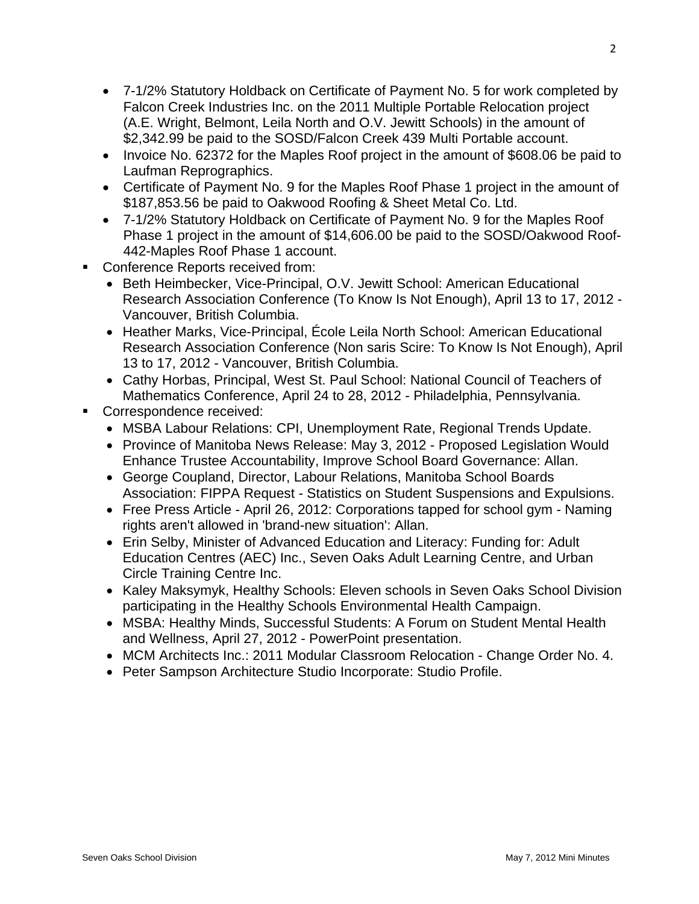- 7-1/2% Statutory Holdback on Certificate of Payment No. 5 for work completed by Falcon Creek Industries Inc. on the 2011 Multiple Portable Relocation project (A.E. Wright, Belmont, Leila North and O.V. Jewitt Schools) in the amount of $2,342.99 be paid to the SOSD/Falcon Creek 439 Multi Portable account.
- Invoice No. 62372 for the Maples Roof project in the amount of $608.06 be paid to Laufman Reprographics.
- Certificate of Payment No. 9 for the Maples Roof Phase 1 project in the amount of $187,853.56 be paid to Oakwood Roofing & Sheet Metal Co. Ltd.
- 7-1/2% Statutory Holdback on Certificate of Payment No. 9 for the Maples Roof Phase 1 project in the amount of $14,606.00 be paid to the SOSD/Oakwood Roof-442-Maples Roof Phase 1 account.

- Conference Reports received from:
  - Beth Heimbecker, Vice-Principal, O.V. Jewitt School: American Educational Research Association Conference (To Know Is Not Enough), April 13 to 17, 2012 - Vancouver, British Columbia.
  - Heather Marks, Vice-Principal, École Leila North School: American Educational Research Association Conference (Non saris Scire: To Know Is Not Enough), April 13 to 17, 2012 - Vancouver, British Columbia.
  - Cathy Horbas, Principal, West St. Paul School: National Council of Teachers of Mathematics Conference, April 24 to 28, 2012 - Philadelphia, Pennsylvania.
- Correspondence received:
  - MSBA Labour Relations: CPI, Unemployment Rate, Regional Trends Update.
  - Province of Manitoba News Release: May 3, 2012 - Proposed Legislation Would Enhance Trustee Accountability, Improve School Board Governance: Allan.
  - George Coupland, Director, Labour Relations, Manitoba School Boards Association: FIPPA Request - Statistics on Student Suspensions and Expulsions.
  - Free Press Article - April 26, 2012: Corporations tapped for school gym - Naming rights aren't allowed in 'brand-new situation': Allan.
  - Erin Selby, Minister of Advanced Education and Literacy: Funding for: Adult Education Centres (AEC) Inc., Seven Oaks Adult Learning Centre, and Urban Circle Training Centre Inc.
  - Kaley Maksymyk, Healthy Schools: Eleven schools in Seven Oaks School Division participating in the Healthy Schools Environmental Health Campaign.
  - MSBA: Healthy Minds, Successful Students: A Forum on Student Mental Health and Wellness, April 27, 2012 - PowerPoint presentation.
  - MCM Architects Inc.: 2011 Modular Classroom Relocation - Change Order No. 4.
  - Peter Sampson Architecture Studio Incorporate: Studio Profile.